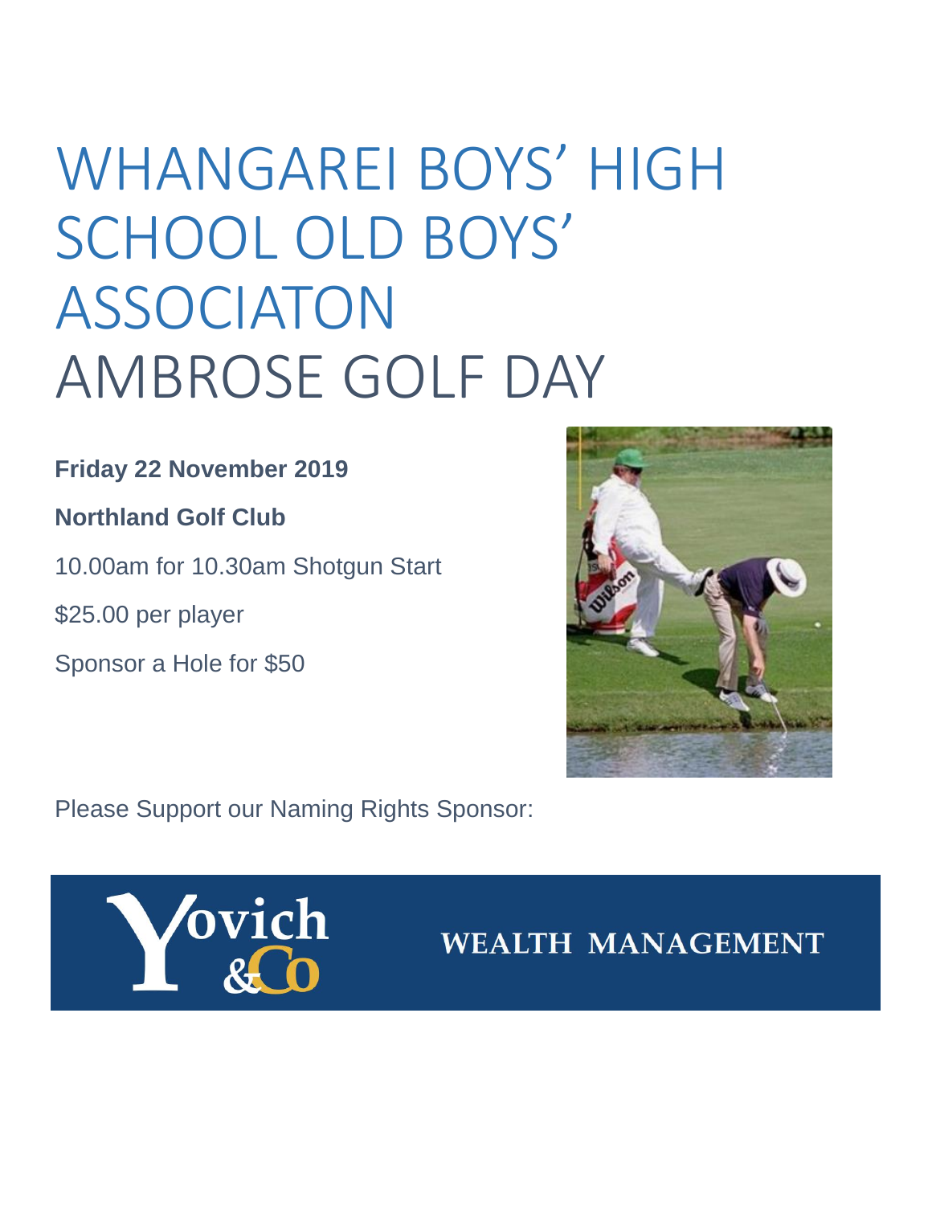# WHANGAREI BOYS' HIGH SCHOOL OLD BOYS' ASSOCIATON AMBROSE GOLF DAY

**Friday 22 November 2019**

**Northland Golf Club**

10.00am for 10.30am Shotgun Start

$25.00 per player

Sponsor a Hole for $50

Please Support our Naming Rights Sponsor:

Yovich &Co WEALTH MANAGEMENT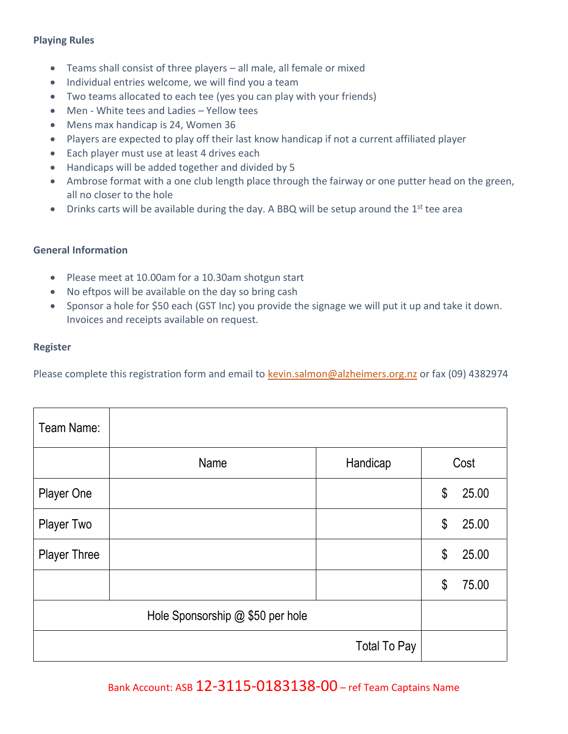**Playing Rules**

- Teams shall consist of three players – all male, all female or mixed
- Individual entries welcome, we will find you a team
- Two teams allocated to each tee (yes you can play with your friends)
- Men - White tees and Ladies – Yellow tees
- Mens max handicap is 24, Women 36
- Players are expected to play off their last know handicap if not a current affiliated player
- Each player must use at least 4 drives each
- Handicaps will be added together and divided by 5
- Ambrose format with a one club length place through the fairway or one putter head on the green, all no closer to the hole
- Drinks carts will be available during the day. A BBQ will be setup around the 1st tee area

**General Information**

- Please meet at 10.00am for a 10.30am shotgun start
- No eftpos will be available on the day so bring cash
- Sponsor a hole for $50 each (GST Inc) you provide the signage we will put it up and take it down. Invoices and receipts available on request.

**Register**

Please complete this registration form and email to kevin.salmon@alzheimers.org.nz or fax (09) 4382974

| | | | |
|---|---|---|---|
| Team Name: | | | |
| | Name | Handicap | Cost |
| Player One | | | $ 25.00 |
| Player Two | | | $ 25.00 |
| Player Three | | | $ 25.00 |
| | | | $ 75.00 |
| Hole Sponsorship @ $50 per hole | | | |
| | | Total To Pay | |

Bank Account: ASB 12-3115-0183138-00 – ref Team Captains Name